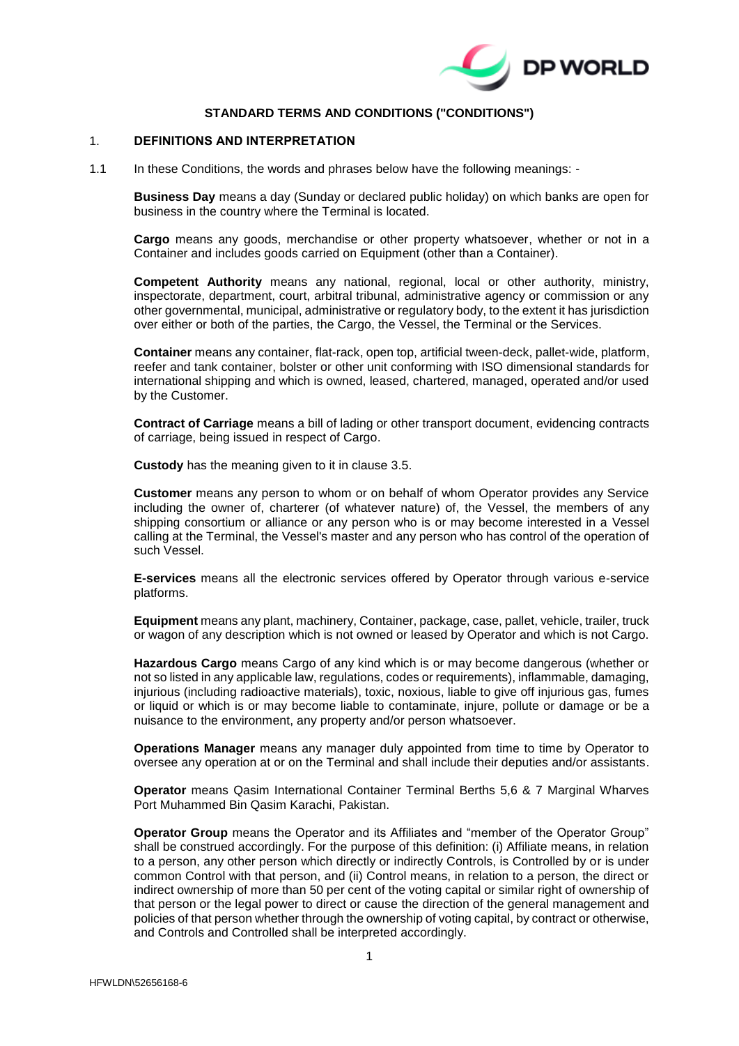## STANDARD TERMS AND CONDITIONS ("CONDITIONS")

### 1. DEFINITIONS AND INTERPRETATION

1.1 In these Conditions, the words and phrases below have the following meanings: -

**Business Day** means a day (Sunday or declared public holiday) on which banks are open for business in the country where the Terminal is located.

**Cargo** means any goods, merchandise or other property whatsoever, whether or not in a Container and includes goods carried on Equipment (other than a Container).

**Competent Authority** means any national, regional, local or other authority, ministry, inspectorate, department, court, arbitral tribunal, administrative agency or commission or any other governmental, municipal, administrative or regulatory body, to the extent it has jurisdiction over either or both of the parties, the Cargo, the Vessel, the Terminal or the Services.

**Container** means any container, flat-rack, open top, artificial tween-deck, pallet-wide, platform, reefer and tank container, bolster or other unit conforming with ISO dimensional standards for international shipping and which is owned, leased, chartered, managed, operated and/or used by the Customer.

**Contract of Carriage** means a bill of lading or other transport document, evidencing contracts of carriage, being issued in respect of Cargo.

**Custody** has the meaning given to it in clause 3.5.

**Customer** means any person to whom or on behalf of whom Operator provides any Service including the owner of, charterer (of whatever nature) of, the Vessel, the members of any shipping consortium or alliance or any person who is or may become interested in a Vessel calling at the Terminal, the Vessel's master and any person who has control of the operation of such Vessel.

**E-services** means all the electronic services offered by Operator through various e-service platforms.

**Equipment** means any plant, machinery, Container, package, case, pallet, vehicle, trailer, truck or wagon of any description which is not owned or leased by Operator and which is not Cargo.

**Hazardous Cargo** means Cargo of any kind which is or may become dangerous (whether or not so listed in any applicable law, regulations, codes or requirements), inflammable, damaging, injurious (including radioactive materials), toxic, noxious, liable to give off injurious gas, fumes or liquid or which is or may become liable to contaminate, injure, pollute or damage or be a nuisance to the environment, any property and/or person whatsoever.

**Operations Manager** means any manager duly appointed from time to time by Operator to oversee any operation at or on the Terminal and shall include their deputies and/or assistants.

**Operator** means Qasim International Container Terminal Berths 5,6 & 7 Marginal Wharves Port Muhammed Bin Qasim Karachi, Pakistan.

**Operator Group** means the Operator and its Affiliates and "member of the Operator Group" shall be construed accordingly. For the purpose of this definition: (i) Affiliate means, in relation to a person, any other person which directly or indirectly Controls, is Controlled by or is under common Control with that person, and (ii) Control means, in relation to a person, the direct or indirect ownership of more than 50 per cent of the voting capital or similar right of ownership of that person or the legal power to direct or cause the direction of the general management and policies of that person whether through the ownership of voting capital, by contract or otherwise, and Controls and Controlled shall be interpreted accordingly.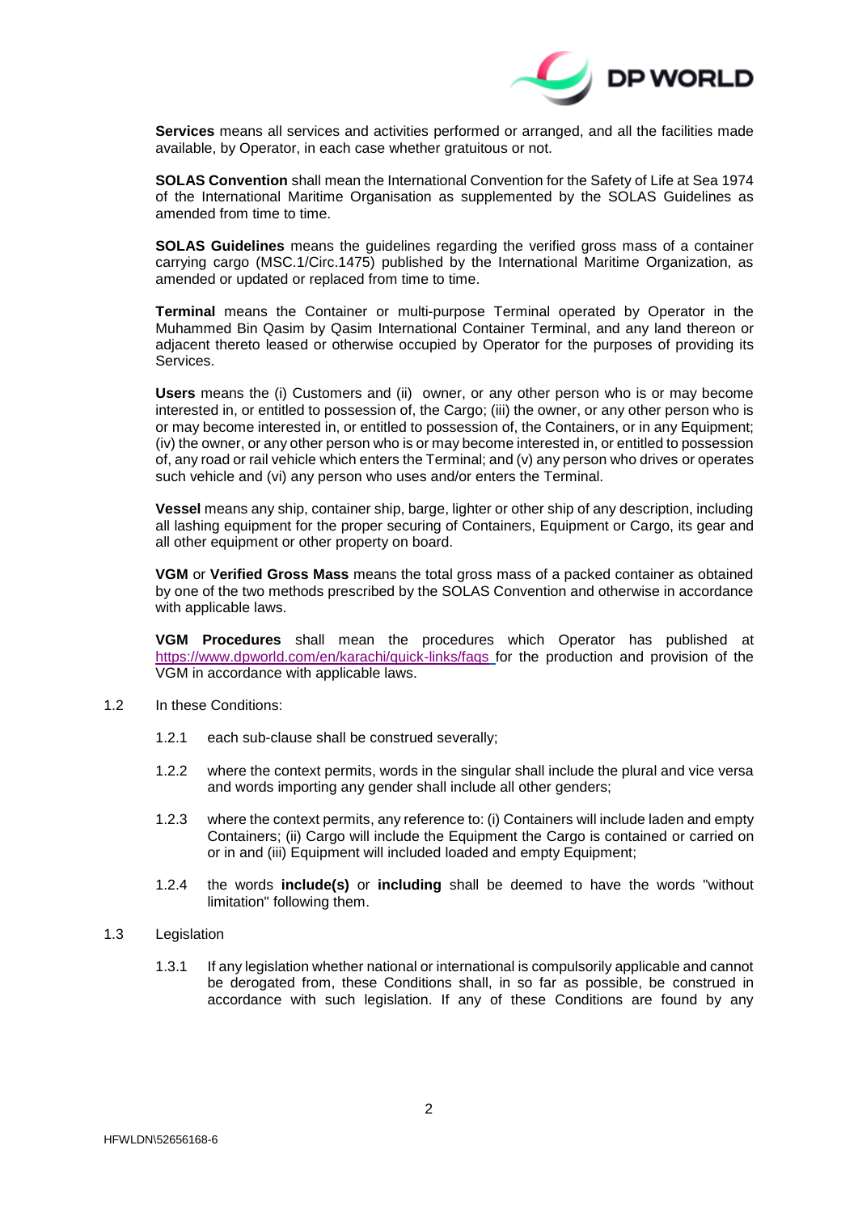**Services** means all services and activities performed or arranged, and all the facilities made available, by Operator, in each case whether gratuitous or not.

**SOLAS Convention** shall mean the International Convention for the Safety of Life at Sea 1974 of the International Maritime Organisation as supplemented by the SOLAS Guidelines as amended from time to time.

**SOLAS Guidelines** means the guidelines regarding the verified gross mass of a container carrying cargo (MSC.1/Circ.1475) published by the International Maritime Organization, as amended or updated or replaced from time to time.

**Terminal** means the Container or multi-purpose Terminal operated by Operator in the Muhammed Bin Qasim by Qasim International Container Terminal, and any land thereon or adjacent thereto leased or otherwise occupied by Operator for the purposes of providing its Services.

**Users** means the (i) Customers and (ii) owner, or any other person who is or may become interested in, or entitled to possession of, the Cargo; (iii) the owner, or any other person who is or may become interested in, or entitled to possession of, the Containers, or in any Equipment; (iv) the owner, or any other person who is or may become interested in, or entitled to possession of, any road or rail vehicle which enters the Terminal; and (v) any person who drives or operates such vehicle and (vi) any person who uses and/or enters the Terminal.

**Vessel** means any ship, container ship, barge, lighter or other ship of any description, including all lashing equipment for the proper securing of Containers, Equipment or Cargo, its gear and all other equipment or other property on board.

**VGM** or **Verified Gross Mass** means the total gross mass of a packed container as obtained by one of the two methods prescribed by the SOLAS Convention and otherwise in accordance with applicable laws.

**VGM Procedures** shall mean the procedures which Operator has published at https://www.dpworld.com/en/karachi/quick-links/faqs for the production and provision of the VGM in accordance with applicable laws.

1.2 In these Conditions:

1.2.1 each sub-clause shall be construed severally;

1.2.2 where the context permits, words in the singular shall include the plural and vice versa and words importing any gender shall include all other genders;

1.2.3 where the context permits, any reference to: (i) Containers will include laden and empty Containers; (ii) Cargo will include the Equipment the Cargo is contained or carried on or in and (iii) Equipment will included loaded and empty Equipment;

1.2.4 the words **include(s)** or **including** shall be deemed to have the words "without limitation" following them.

1.3 Legislation

1.3.1 If any legislation whether national or international is compulsorily applicable and cannot be derogated from, these Conditions shall, in so far as possible, be construed in accordance with such legislation. If any of these Conditions are found by any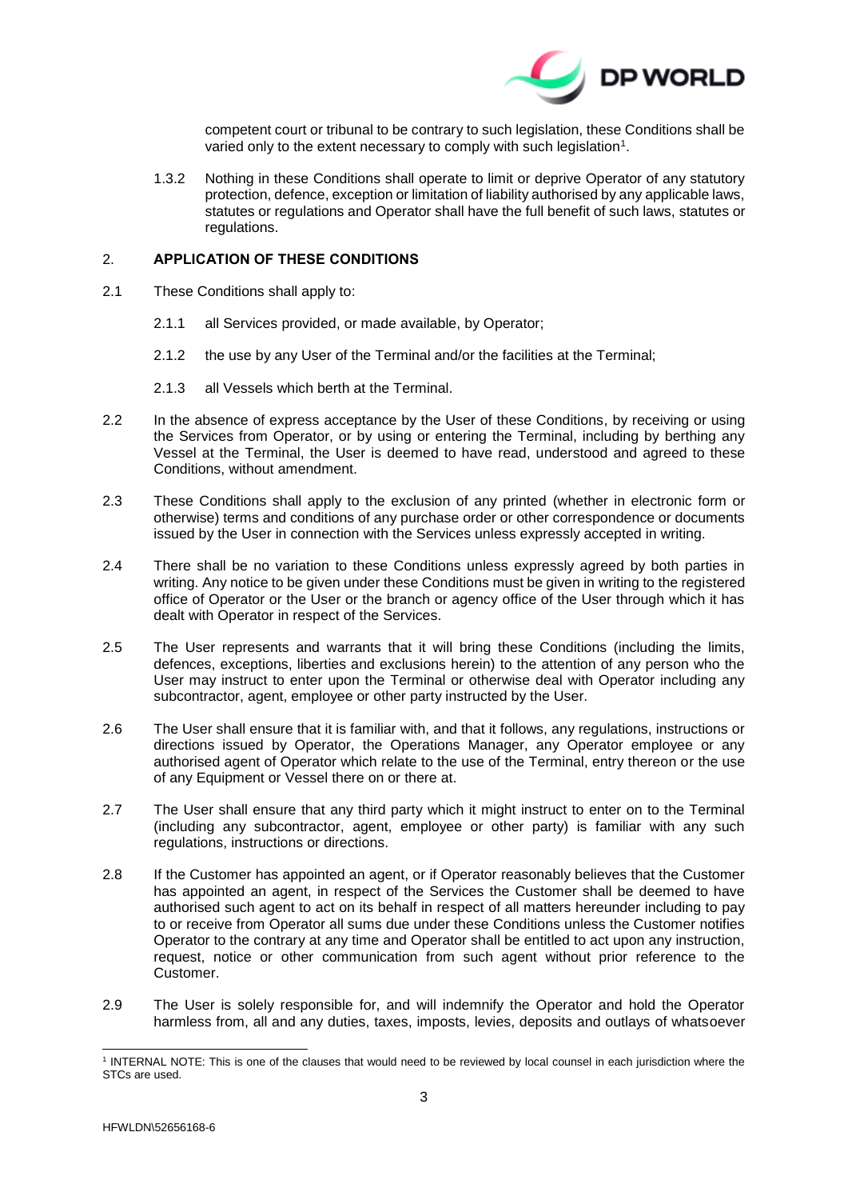competent court or tribunal to be contrary to such legislation, these Conditions shall be varied only to the extent necessary to comply with such legislation[1].

1.3.2 Nothing in these Conditions shall operate to limit or deprive Operator of any statutory protection, defence, exception or limitation of liability authorised by any applicable laws, statutes or regulations and Operator shall have the full benefit of such laws, statutes or regulations.

## 2. APPLICATION OF THESE CONDITIONS

2.1 These Conditions shall apply to:

2.1.1 all Services provided, or made available, by Operator;

2.1.2 the use by any User of the Terminal and/or the facilities at the Terminal;

2.1.3 all Vessels which berth at the Terminal.

2.2 In the absence of express acceptance by the User of these Conditions, by receiving or using the Services from Operator, or by using or entering the Terminal, including by berthing any Vessel at the Terminal, the User is deemed to have read, understood and agreed to these Conditions, without amendment.

2.3 These Conditions shall apply to the exclusion of any printed (whether in electronic form or otherwise) terms and conditions of any purchase order or other correspondence or documents issued by the User in connection with the Services unless expressly accepted in writing.

2.4 There shall be no variation to these Conditions unless expressly agreed by both parties in writing. Any notice to be given under these Conditions must be given in writing to the registered office of Operator or the User or the branch or agency office of the User through which it has dealt with Operator in respect of the Services.

2.5 The User represents and warrants that it will bring these Conditions (including the limits, defences, exceptions, liberties and exclusions herein) to the attention of any person who the User may instruct to enter upon the Terminal or otherwise deal with Operator including any subcontractor, agent, employee or other party instructed by the User.

2.6 The User shall ensure that it is familiar with, and that it follows, any regulations, instructions or directions issued by Operator, the Operations Manager, any Operator employee or any authorised agent of Operator which relate to the use of the Terminal, entry thereon or the use of any Equipment or Vessel there on or there at.

2.7 The User shall ensure that any third party which it might instruct to enter on to the Terminal (including any subcontractor, agent, employee or other party) is familiar with any such regulations, instructions or directions.

2.8 If the Customer has appointed an agent, or if Operator reasonably believes that the Customer has appointed an agent, in respect of the Services the Customer shall be deemed to have authorised such agent to act on its behalf in respect of all matters hereunder including to pay to or receive from Operator all sums due under these Conditions unless the Customer notifies Operator to the contrary at any time and Operator shall be entitled to act upon any instruction, request, notice or other communication from such agent without prior reference to the Customer.

2.9 The User is solely responsible for, and will indemnify the Operator and hold the Operator harmless from, all and any duties, taxes, imposts, levies, deposits and outlays of whatsoever

[1] INTERNAL NOTE: This is one of the clauses that would need to be reviewed by local counsel in each jurisdiction where the STCs are used.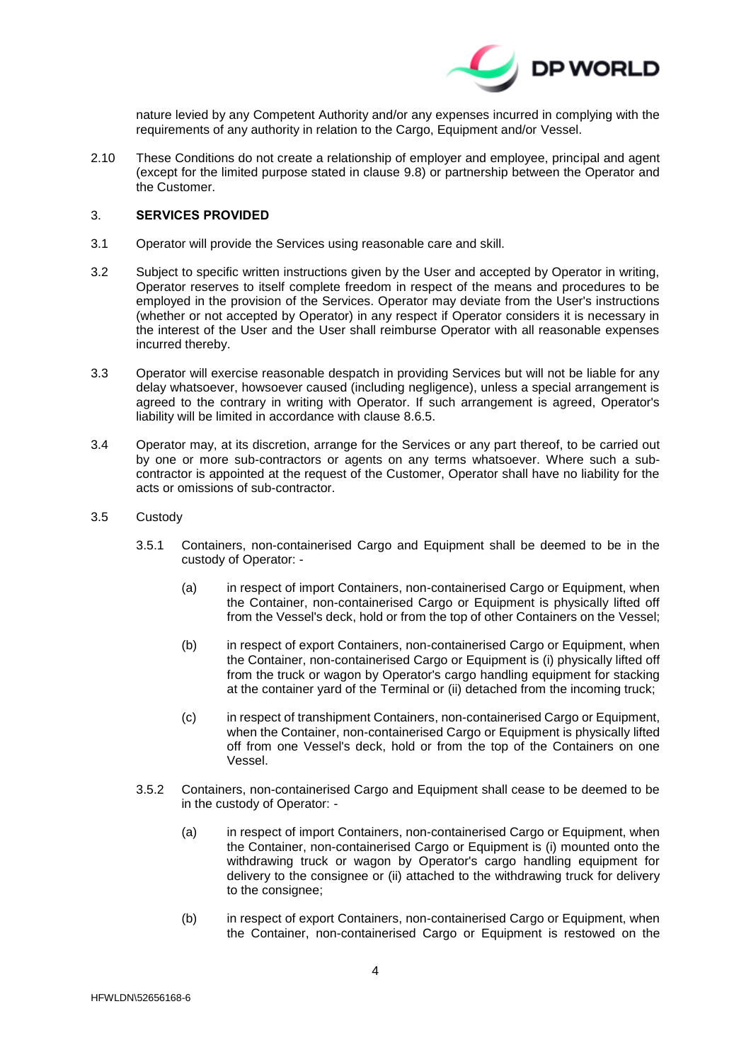nature levied by any Competent Authority and/or any expenses incurred in complying with the requirements of any authority in relation to the Cargo, Equipment and/or Vessel.

2.10 These Conditions do not create a relationship of employer and employee, principal and agent (except for the limited purpose stated in clause 9.8) or partnership between the Operator and the Customer.

## 3. SERVICES PROVIDED

3.1 Operator will provide the Services using reasonable care and skill.

3.2 Subject to specific written instructions given by the User and accepted by Operator in writing, Operator reserves to itself complete freedom in respect of the means and procedures to be employed in the provision of the Services. Operator may deviate from the User's instructions (whether or not accepted by Operator) in any respect if Operator considers it is necessary in the interest of the User and the User shall reimburse Operator with all reasonable expenses incurred thereby.

3.3 Operator will exercise reasonable despatch in providing Services but will not be liable for any delay whatsoever, howsoever caused (including negligence), unless a special arrangement is agreed to the contrary in writing with Operator. If such arrangement is agreed, Operator's liability will be limited in accordance with clause 8.6.5.

3.4 Operator may, at its discretion, arrange for the Services or any part thereof, to be carried out by one or more sub-contractors or agents on any terms whatsoever. Where such a sub-contractor is appointed at the request of the Customer, Operator shall have no liability for the acts or omissions of sub-contractor.

3.5 Custody

3.5.1 Containers, non-containerised Cargo and Equipment shall be deemed to be in the custody of Operator: -

(a) in respect of import Containers, non-containerised Cargo or Equipment, when the Container, non-containerised Cargo or Equipment is physically lifted off from the Vessel's deck, hold or from the top of other Containers on the Vessel;

(b) in respect of export Containers, non-containerised Cargo or Equipment, when the Container, non-containerised Cargo or Equipment is (i) physically lifted off from the truck or wagon by Operator's cargo handling equipment for stacking at the container yard of the Terminal or (ii) detached from the incoming truck;

(c) in respect of transhipment Containers, non-containerised Cargo or Equipment, when the Container, non-containerised Cargo or Equipment is physically lifted off from one Vessel's deck, hold or from the top of the Containers on one Vessel.

3.5.2 Containers, non-containerised Cargo and Equipment shall cease to be deemed to be in the custody of Operator: -

(a) in respect of import Containers, non-containerised Cargo or Equipment, when the Container, non-containerised Cargo or Equipment is (i) mounted onto the withdrawing truck or wagon by Operator's cargo handling equipment for delivery to the consignee or (ii) attached to the withdrawing truck for delivery to the consignee;

(b) in respect of export Containers, non-containerised Cargo or Equipment, when the Container, non-containerised Cargo or Equipment is restowed on the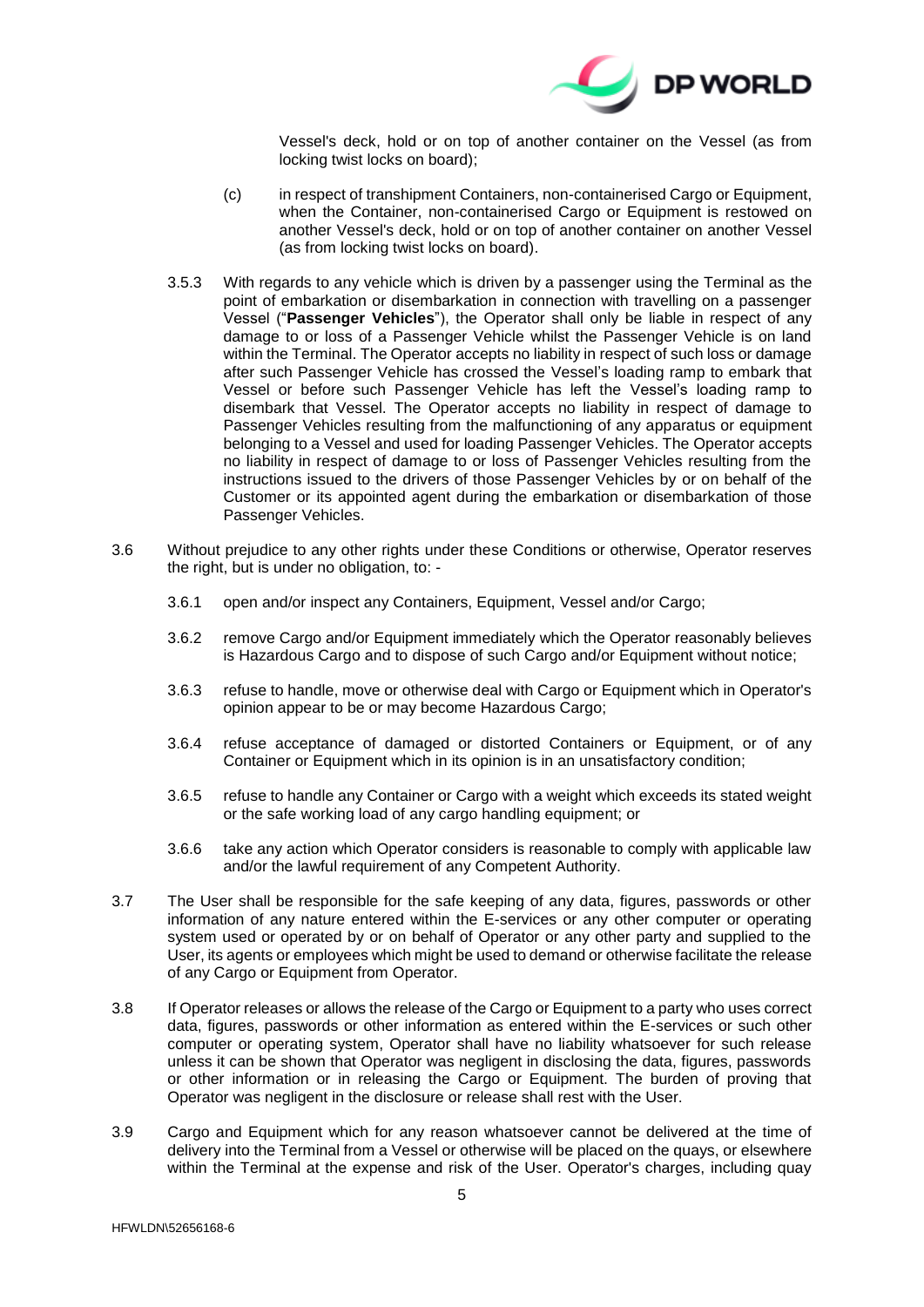Vessel's deck, hold or on top of another container on the Vessel (as from locking twist locks on board);

(c) in respect of transhipment Containers, non-containerised Cargo or Equipment, when the Container, non-containerised Cargo or Equipment is restowed on another Vessel's deck, hold or on top of another container on another Vessel (as from locking twist locks on board).

3.5.3 With regards to any vehicle which is driven by a passenger using the Terminal as the point of embarkation or disembarkation in connection with travelling on a passenger Vessel ("**Passenger Vehicles**"), the Operator shall only be liable in respect of any damage to or loss of a Passenger Vehicle whilst the Passenger Vehicle is on land within the Terminal. The Operator accepts no liability in respect of such loss or damage after such Passenger Vehicle has crossed the Vessel's loading ramp to embark that Vessel or before such Passenger Vehicle has left the Vessel's loading ramp to disembark that Vessel. The Operator accepts no liability in respect of damage to Passenger Vehicles resulting from the malfunctioning of any apparatus or equipment belonging to a Vessel and used for loading Passenger Vehicles. The Operator accepts no liability in respect of damage to or loss of Passenger Vehicles resulting from the instructions issued to the drivers of those Passenger Vehicles by or on behalf of the Customer or its appointed agent during the embarkation or disembarkation of those Passenger Vehicles.

3.6 Without prejudice to any other rights under these Conditions or otherwise, Operator reserves the right, but is under no obligation, to: -

3.6.1 open and/or inspect any Containers, Equipment, Vessel and/or Cargo;

3.6.2 remove Cargo and/or Equipment immediately which the Operator reasonably believes is Hazardous Cargo and to dispose of such Cargo and/or Equipment without notice;

3.6.3 refuse to handle, move or otherwise deal with Cargo or Equipment which in Operator's opinion appear to be or may become Hazardous Cargo;

3.6.4 refuse acceptance of damaged or distorted Containers or Equipment, or of any Container or Equipment which in its opinion is in an unsatisfactory condition;

3.6.5 refuse to handle any Container or Cargo with a weight which exceeds its stated weight or the safe working load of any cargo handling equipment; or

3.6.6 take any action which Operator considers is reasonable to comply with applicable law and/or the lawful requirement of any Competent Authority.

3.7 The User shall be responsible for the safe keeping of any data, figures, passwords or other information of any nature entered within the E-services or any other computer or operating system used or operated by or on behalf of Operator or any other party and supplied to the User, its agents or employees which might be used to demand or otherwise facilitate the release of any Cargo or Equipment from Operator.

3.8 If Operator releases or allows the release of the Cargo or Equipment to a party who uses correct data, figures, passwords or other information as entered within the E-services or such other computer or operating system, Operator shall have no liability whatsoever for such release unless it can be shown that Operator was negligent in disclosing the data, figures, passwords or other information or in releasing the Cargo or Equipment. The burden of proving that Operator was negligent in the disclosure or release shall rest with the User.

3.9 Cargo and Equipment which for any reason whatsoever cannot be delivered at the time of delivery into the Terminal from a Vessel or otherwise will be placed on the quays, or elsewhere within the Terminal at the expense and risk of the User. Operator's charges, including quay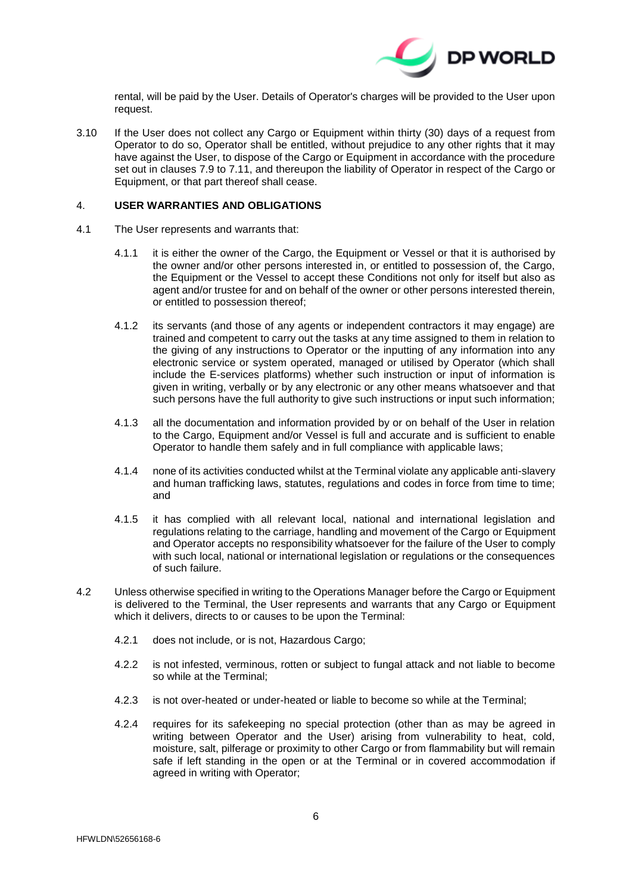rental, will be paid by the User. Details of Operator's charges will be provided to the User upon request.

3.10 If the User does not collect any Cargo or Equipment within thirty (30) days of a request from Operator to do so, Operator shall be entitled, without prejudice to any other rights that it may have against the User, to dispose of the Cargo or Equipment in accordance with the procedure set out in clauses 7.9 to 7.11, and thereupon the liability of Operator in respect of the Cargo or Equipment, or that part thereof shall cease.

## 4. USER WARRANTIES AND OBLIGATIONS

4.1 The User represents and warrants that:

4.1.1 it is either the owner of the Cargo, the Equipment or Vessel or that it is authorised by the owner and/or other persons interested in, or entitled to possession of, the Cargo, the Equipment or the Vessel to accept these Conditions not only for itself but also as agent and/or trustee for and on behalf of the owner or other persons interested therein, or entitled to possession thereof;

4.1.2 its servants (and those of any agents or independent contractors it may engage) are trained and competent to carry out the tasks at any time assigned to them in relation to the giving of any instructions to Operator or the inputting of any information into any electronic service or system operated, managed or utilised by Operator (which shall include the E-services platforms) whether such instruction or input of information is given in writing, verbally or by any electronic or any other means whatsoever and that such persons have the full authority to give such instructions or input such information;

4.1.3 all the documentation and information provided by or on behalf of the User in relation to the Cargo, Equipment and/or Vessel is full and accurate and is sufficient to enable Operator to handle them safely and in full compliance with applicable laws;

4.1.4 none of its activities conducted whilst at the Terminal violate any applicable anti-slavery and human trafficking laws, statutes, regulations and codes in force from time to time; and

4.1.5 it has complied with all relevant local, national and international legislation and regulations relating to the carriage, handling and movement of the Cargo or Equipment and Operator accepts no responsibility whatsoever for the failure of the User to comply with such local, national or international legislation or regulations or the consequences of such failure.

4.2 Unless otherwise specified in writing to the Operations Manager before the Cargo or Equipment is delivered to the Terminal, the User represents and warrants that any Cargo or Equipment which it delivers, directs to or causes to be upon the Terminal:

4.2.1 does not include, or is not, Hazardous Cargo;

4.2.2 is not infested, verminous, rotten or subject to fungal attack and not liable to become so while at the Terminal;

4.2.3 is not over-heated or under-heated or liable to become so while at the Terminal;

4.2.4 requires for its safekeeping no special protection (other than as may be agreed in writing between Operator and the User) arising from vulnerability to heat, cold, moisture, salt, pilferage or proximity to other Cargo or from flammability but will remain safe if left standing in the open or at the Terminal or in covered accommodation if agreed in writing with Operator;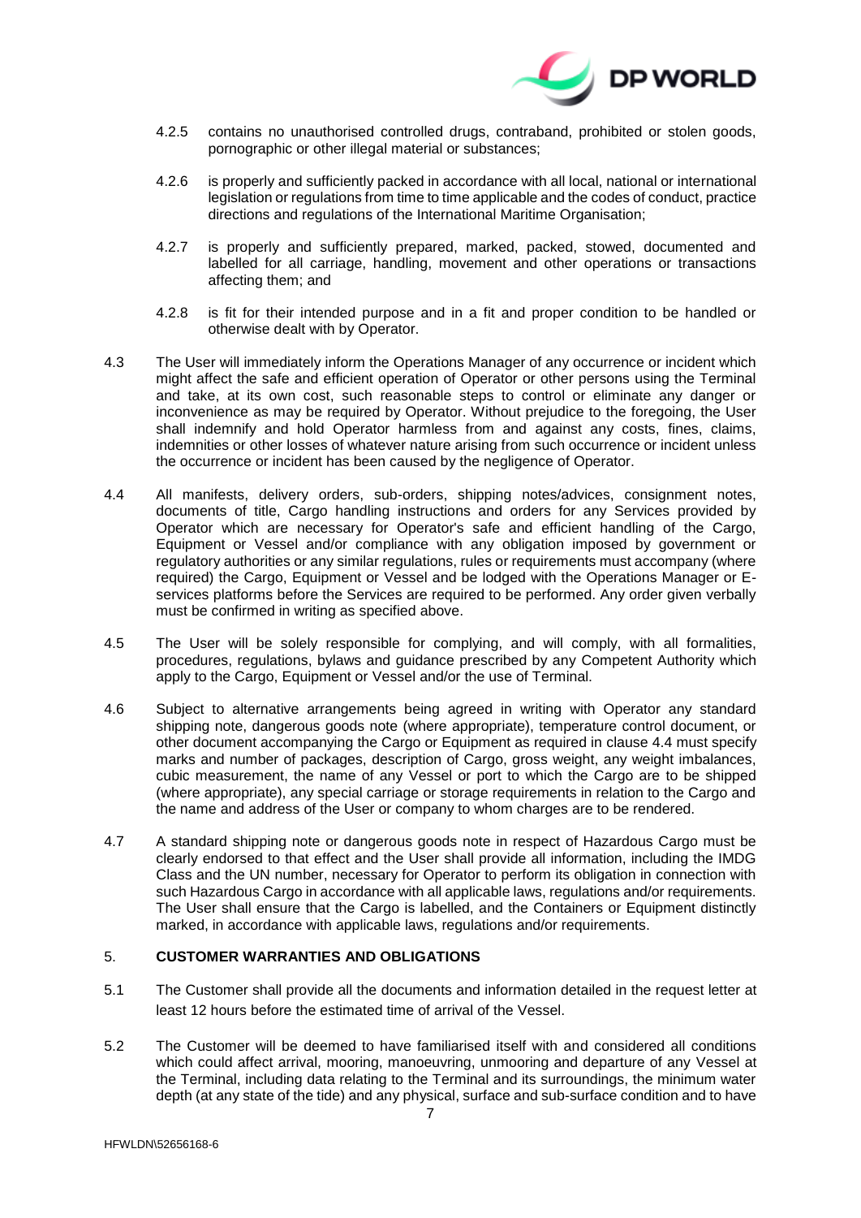4.2.5 contains no unauthorised controlled drugs, contraband, prohibited or stolen goods, pornographic or other illegal material or substances;

4.2.6 is properly and sufficiently packed in accordance with all local, national or international legislation or regulations from time to time applicable and the codes of conduct, practice directions and regulations of the International Maritime Organisation;

4.2.7 is properly and sufficiently prepared, marked, packed, stowed, documented and labelled for all carriage, handling, movement and other operations or transactions affecting them; and

4.2.8 is fit for their intended purpose and in a fit and proper condition to be handled or otherwise dealt with by Operator.

4.3 The User will immediately inform the Operations Manager of any occurrence or incident which might affect the safe and efficient operation of Operator or other persons using the Terminal and take, at its own cost, such reasonable steps to control or eliminate any danger or inconvenience as may be required by Operator. Without prejudice to the foregoing, the User shall indemnify and hold Operator harmless from and against any costs, fines, claims, indemnities or other losses of whatever nature arising from such occurrence or incident unless the occurrence or incident has been caused by the negligence of Operator.

4.4 All manifests, delivery orders, sub-orders, shipping notes/advices, consignment notes, documents of title, Cargo handling instructions and orders for any Services provided by Operator which are necessary for Operator's safe and efficient handling of the Cargo, Equipment or Vessel and/or compliance with any obligation imposed by government or regulatory authorities or any similar regulations, rules or requirements must accompany (where required) the Cargo, Equipment or Vessel and be lodged with the Operations Manager or E-services platforms before the Services are required to be performed. Any order given verbally must be confirmed in writing as specified above.

4.5 The User will be solely responsible for complying, and will comply, with all formalities, procedures, regulations, bylaws and guidance prescribed by any Competent Authority which apply to the Cargo, Equipment or Vessel and/or the use of Terminal.

4.6 Subject to alternative arrangements being agreed in writing with Operator any standard shipping note, dangerous goods note (where appropriate), temperature control document, or other document accompanying the Cargo or Equipment as required in clause 4.4 must specify marks and number of packages, description of Cargo, gross weight, any weight imbalances, cubic measurement, the name of any Vessel or port to which the Cargo are to be shipped (where appropriate), any special carriage or storage requirements in relation to the Cargo and the name and address of the User or company to whom charges are to be rendered.

4.7 A standard shipping note or dangerous goods note in respect of Hazardous Cargo must be clearly endorsed to that effect and the User shall provide all information, including the IMDG Class and the UN number, necessary for Operator to perform its obligation in connection with such Hazardous Cargo in accordance with all applicable laws, regulations and/or requirements. The User shall ensure that the Cargo is labelled, and the Containers or Equipment distinctly marked, in accordance with applicable laws, regulations and/or requirements.

## 5. CUSTOMER WARRANTIES AND OBLIGATIONS

5.1 The Customer shall provide all the documents and information detailed in the request letter at least 12 hours before the estimated time of arrival of the Vessel.

5.2 The Customer will be deemed to have familiarised itself with and considered all conditions which could affect arrival, mooring, manoeuvring, unmooring and departure of any Vessel at the Terminal, including data relating to the Terminal and its surroundings, the minimum water depth (at any state of the tide) and any physical, surface and sub-surface condition and to have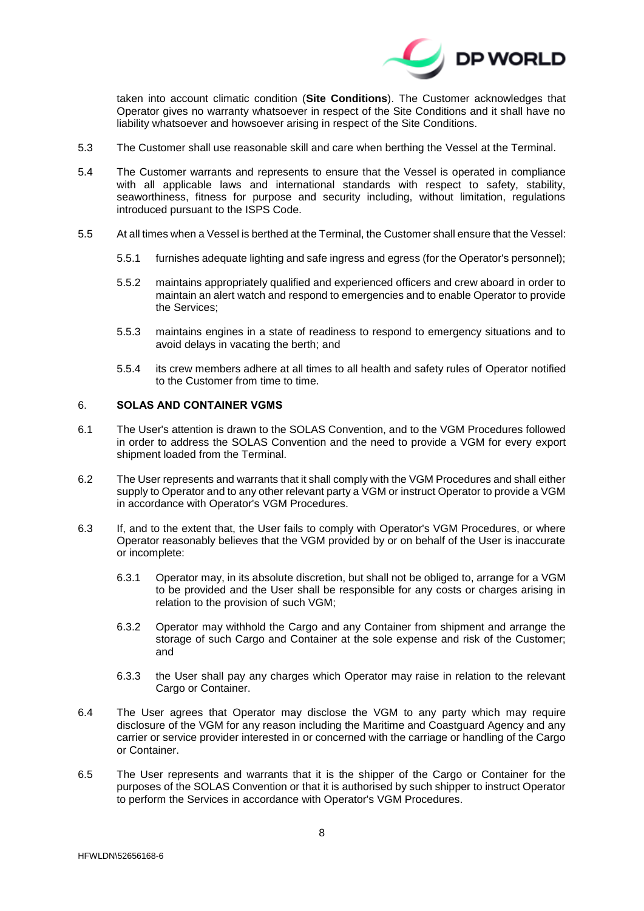taken into account climatic condition (**Site Conditions**). The Customer acknowledges that Operator gives no warranty whatsoever in respect of the Site Conditions and it shall have no liability whatsoever and howsoever arising in respect of the Site Conditions.

5.3 The Customer shall use reasonable skill and care when berthing the Vessel at the Terminal.

5.4 The Customer warrants and represents to ensure that the Vessel is operated in compliance with all applicable laws and international standards with respect to safety, stability, seaworthiness, fitness for purpose and security including, without limitation, regulations introduced pursuant to the ISPS Code.

5.5 At all times when a Vessel is berthed at the Terminal, the Customer shall ensure that the Vessel:

5.5.1 furnishes adequate lighting and safe ingress and egress (for the Operator's personnel);

5.5.2 maintains appropriately qualified and experienced officers and crew aboard in order to maintain an alert watch and respond to emergencies and to enable Operator to provide the Services;

5.5.3 maintains engines in a state of readiness to respond to emergency situations and to avoid delays in vacating the berth; and

5.5.4 its crew members adhere at all times to all health and safety rules of Operator notified to the Customer from time to time.

## 6. SOLAS AND CONTAINER VGMS

6.1 The User's attention is drawn to the SOLAS Convention, and to the VGM Procedures followed in order to address the SOLAS Convention and the need to provide a VGM for every export shipment loaded from the Terminal.

6.2 The User represents and warrants that it shall comply with the VGM Procedures and shall either supply to Operator and to any other relevant party a VGM or instruct Operator to provide a VGM in accordance with Operator's VGM Procedures.

6.3 If, and to the extent that, the User fails to comply with Operator's VGM Procedures, or where Operator reasonably believes that the VGM provided by or on behalf of the User is inaccurate or incomplete:

6.3.1 Operator may, in its absolute discretion, but shall not be obliged to, arrange for a VGM to be provided and the User shall be responsible for any costs or charges arising in relation to the provision of such VGM;

6.3.2 Operator may withhold the Cargo and any Container from shipment and arrange the storage of such Cargo and Container at the sole expense and risk of the Customer; and

6.3.3 the User shall pay any charges which Operator may raise in relation to the relevant Cargo or Container.

6.4 The User agrees that Operator may disclose the VGM to any party which may require disclosure of the VGM for any reason including the Maritime and Coastguard Agency and any carrier or service provider interested in or concerned with the carriage or handling of the Cargo or Container.

6.5 The User represents and warrants that it is the shipper of the Cargo or Container for the purposes of the SOLAS Convention or that it is authorised by such shipper to instruct Operator to perform the Services in accordance with Operator's VGM Procedures.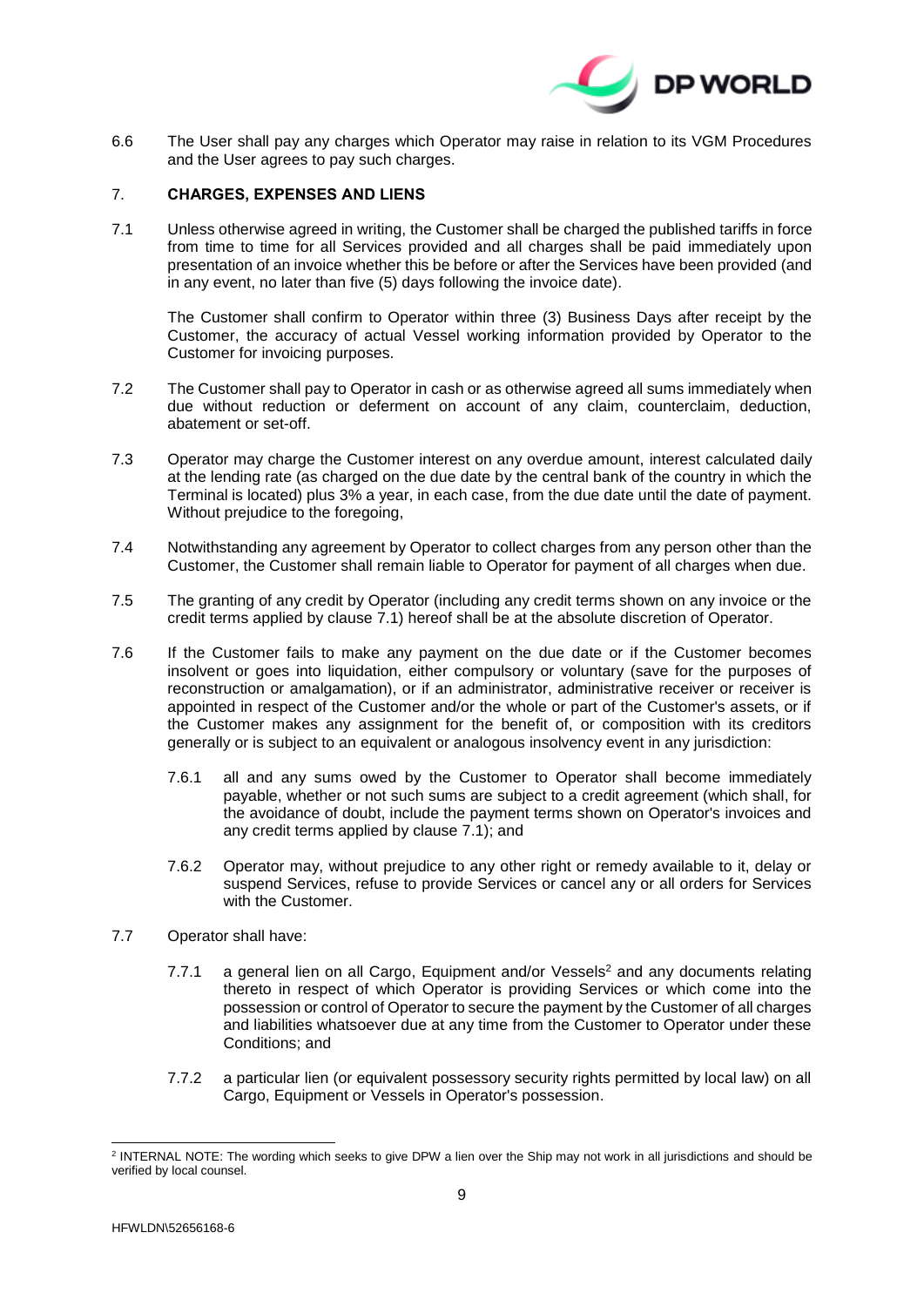6.6 The User shall pay any charges which Operator may raise in relation to its VGM Procedures and the User agrees to pay such charges.

## 7. CHARGES, EXPENSES AND LIENS

7.1 Unless otherwise agreed in writing, the Customer shall be charged the published tariffs in force from time to time for all Services provided and all charges shall be paid immediately upon presentation of an invoice whether this be before or after the Services have been provided (and in any event, no later than five (5) days following the invoice date).

The Customer shall confirm to Operator within three (3) Business Days after receipt by the Customer, the accuracy of actual Vessel working information provided by Operator to the Customer for invoicing purposes.

7.2 The Customer shall pay to Operator in cash or as otherwise agreed all sums immediately when due without reduction or deferment on account of any claim, counterclaim, deduction, abatement or set-off.

7.3 Operator may charge the Customer interest on any overdue amount, interest calculated daily at the lending rate (as charged on the due date by the central bank of the country in which the Terminal is located) plus 3% a year, in each case, from the due date until the date of payment. Without prejudice to the foregoing,

7.4 Notwithstanding any agreement by Operator to collect charges from any person other than the Customer, the Customer shall remain liable to Operator for payment of all charges when due.

7.5 The granting of any credit by Operator (including any credit terms shown on any invoice or the credit terms applied by clause 7.1) hereof shall be at the absolute discretion of Operator.

7.6 If the Customer fails to make any payment on the due date or if the Customer becomes insolvent or goes into liquidation, either compulsory or voluntary (save for the purposes of reconstruction or amalgamation), or if an administrator, administrative receiver or receiver is appointed in respect of the Customer and/or the whole or part of the Customer's assets, or if the Customer makes any assignment for the benefit of, or composition with its creditors generally or is subject to an equivalent or analogous insolvency event in any jurisdiction:

7.6.1 all and any sums owed by the Customer to Operator shall become immediately payable, whether or not such sums are subject to a credit agreement (which shall, for the avoidance of doubt, include the payment terms shown on Operator's invoices and any credit terms applied by clause 7.1); and

7.6.2 Operator may, without prejudice to any other right or remedy available to it, delay or suspend Services, refuse to provide Services or cancel any or all orders for Services with the Customer.

7.7 Operator shall have:

7.7.1 a general lien on all Cargo, Equipment and/or Vessels[2] and any documents relating thereto in respect of which Operator is providing Services or which come into the possession or control of Operator to secure the payment by the Customer of all charges and liabilities whatsoever due at any time from the Customer to Operator under these Conditions; and

7.7.2 a particular lien (or equivalent possessory security rights permitted by local law) on all Cargo, Equipment or Vessels in Operator's possession.

[2] INTERNAL NOTE: The wording which seeks to give DPW a lien over the Ship may not work in all jurisdictions and should be verified by local counsel.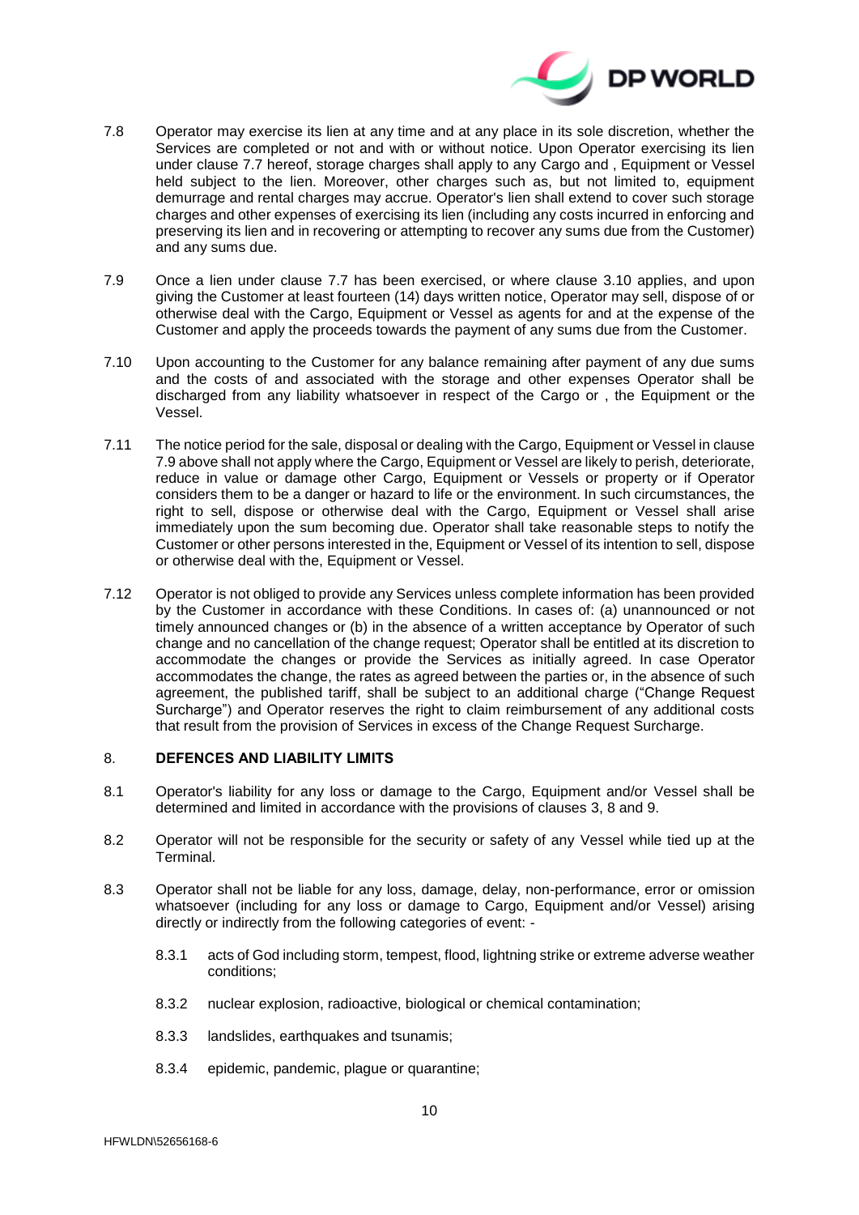7.8 Operator may exercise its lien at any time and at any place in its sole discretion, whether the Services are completed or not and with or without notice. Upon Operator exercising its lien under clause 7.7 hereof, storage charges shall apply to any Cargo and , Equipment or Vessel held subject to the lien. Moreover, other charges such as, but not limited to, equipment demurrage and rental charges may accrue. Operator's lien shall extend to cover such storage charges and other expenses of exercising its lien (including any costs incurred in enforcing and preserving its lien and in recovering or attempting to recover any sums due from the Customer) and any sums due.

7.9 Once a lien under clause 7.7 has been exercised, or where clause 3.10 applies, and upon giving the Customer at least fourteen (14) days written notice, Operator may sell, dispose of or otherwise deal with the Cargo, Equipment or Vessel as agents for and at the expense of the Customer and apply the proceeds towards the payment of any sums due from the Customer.

7.10 Upon accounting to the Customer for any balance remaining after payment of any due sums and the costs of and associated with the storage and other expenses Operator shall be discharged from any liability whatsoever in respect of the Cargo or , the Equipment or the Vessel.

7.11 The notice period for the sale, disposal or dealing with the Cargo, Equipment or Vessel in clause 7.9 above shall not apply where the Cargo, Equipment or Vessel are likely to perish, deteriorate, reduce in value or damage other Cargo, Equipment or Vessels or property or if Operator considers them to be a danger or hazard to life or the environment. In such circumstances, the right to sell, dispose or otherwise deal with the Cargo, Equipment or Vessel shall arise immediately upon the sum becoming due. Operator shall take reasonable steps to notify the Customer or other persons interested in the, Equipment or Vessel of its intention to sell, dispose or otherwise deal with the, Equipment or Vessel.

7.12 Operator is not obliged to provide any Services unless complete information has been provided by the Customer in accordance with these Conditions. In cases of: (a) unannounced or not timely announced changes or (b) in the absence of a written acceptance by Operator of such change and no cancellation of the change request; Operator shall be entitled at its discretion to accommodate the changes or provide the Services as initially agreed. In case Operator accommodates the change, the rates as agreed between the parties or, in the absence of such agreement, the published tariff, shall be subject to an additional charge ("Change Request Surcharge") and Operator reserves the right to claim reimbursement of any additional costs that result from the provision of Services in excess of the Change Request Surcharge.

## 8. DEFENCES AND LIABILITY LIMITS

8.1 Operator's liability for any loss or damage to the Cargo, Equipment and/or Vessel shall be determined and limited in accordance with the provisions of clauses 3, 8 and 9.

8.2 Operator will not be responsible for the security or safety of any Vessel while tied up at the Terminal.

8.3 Operator shall not be liable for any loss, damage, delay, non-performance, error or omission whatsoever (including for any loss or damage to Cargo, Equipment and/or Vessel) arising directly or indirectly from the following categories of event: -

8.3.1 acts of God including storm, tempest, flood, lightning strike or extreme adverse weather conditions;

8.3.2 nuclear explosion, radioactive, biological or chemical contamination;

8.3.3 landslides, earthquakes and tsunamis;

8.3.4 epidemic, pandemic, plague or quarantine;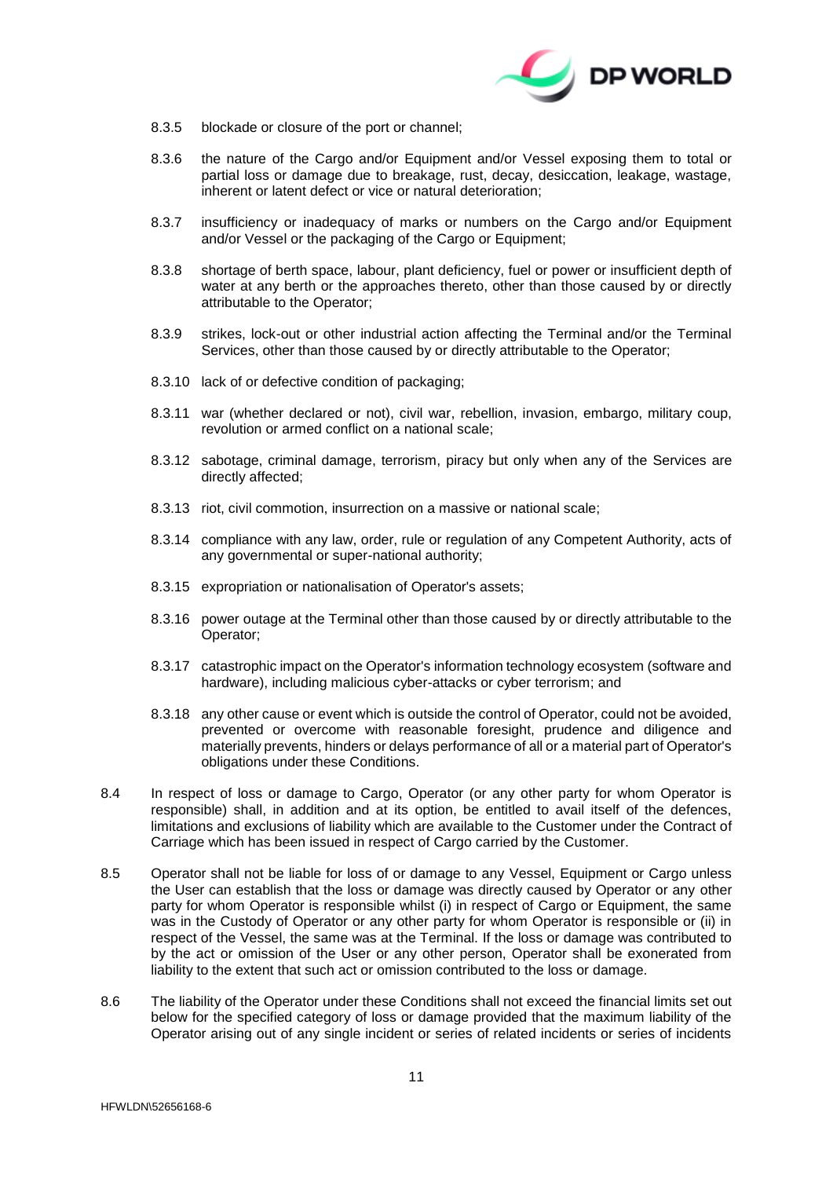8.3.5 blockade or closure of the port or channel;

8.3.6 the nature of the Cargo and/or Equipment and/or Vessel exposing them to total or partial loss or damage due to breakage, rust, decay, desiccation, leakage, wastage, inherent or latent defect or vice or natural deterioration;

8.3.7 insufficiency or inadequacy of marks or numbers on the Cargo and/or Equipment and/or Vessel or the packaging of the Cargo or Equipment;

8.3.8 shortage of berth space, labour, plant deficiency, fuel or power or insufficient depth of water at any berth or the approaches thereto, other than those caused by or directly attributable to the Operator;

8.3.9 strikes, lock-out or other industrial action affecting the Terminal and/or the Terminal Services, other than those caused by or directly attributable to the Operator;

8.3.10 lack of or defective condition of packaging;

8.3.11 war (whether declared or not), civil war, rebellion, invasion, embargo, military coup, revolution or armed conflict on a national scale;

8.3.12 sabotage, criminal damage, terrorism, piracy but only when any of the Services are directly affected;

8.3.13 riot, civil commotion, insurrection on a massive or national scale;

8.3.14 compliance with any law, order, rule or regulation of any Competent Authority, acts of any governmental or super-national authority;

8.3.15 expropriation or nationalisation of Operator's assets;

8.3.16 power outage at the Terminal other than those caused by or directly attributable to the Operator;

8.3.17 catastrophic impact on the Operator's information technology ecosystem (software and hardware), including malicious cyber-attacks or cyber terrorism; and

8.3.18 any other cause or event which is outside the control of Operator, could not be avoided, prevented or overcome with reasonable foresight, prudence and diligence and materially prevents, hinders or delays performance of all or a material part of Operator's obligations under these Conditions.

8.4 In respect of loss or damage to Cargo, Operator (or any other party for whom Operator is responsible) shall, in addition and at its option, be entitled to avail itself of the defences, limitations and exclusions of liability which are available to the Customer under the Contract of Carriage which has been issued in respect of Cargo carried by the Customer.

8.5 Operator shall not be liable for loss of or damage to any Vessel, Equipment or Cargo unless the User can establish that the loss or damage was directly caused by Operator or any other party for whom Operator is responsible whilst (i) in respect of Cargo or Equipment, the same was in the Custody of Operator or any other party for whom Operator is responsible or (ii) in respect of the Vessel, the same was at the Terminal. If the loss or damage was contributed to by the act or omission of the User or any other person, Operator shall be exonerated from liability to the extent that such act or omission contributed to the loss or damage.

8.6 The liability of the Operator under these Conditions shall not exceed the financial limits set out below for the specified category of loss or damage provided that the maximum liability of the Operator arising out of any single incident or series of related incidents or series of incidents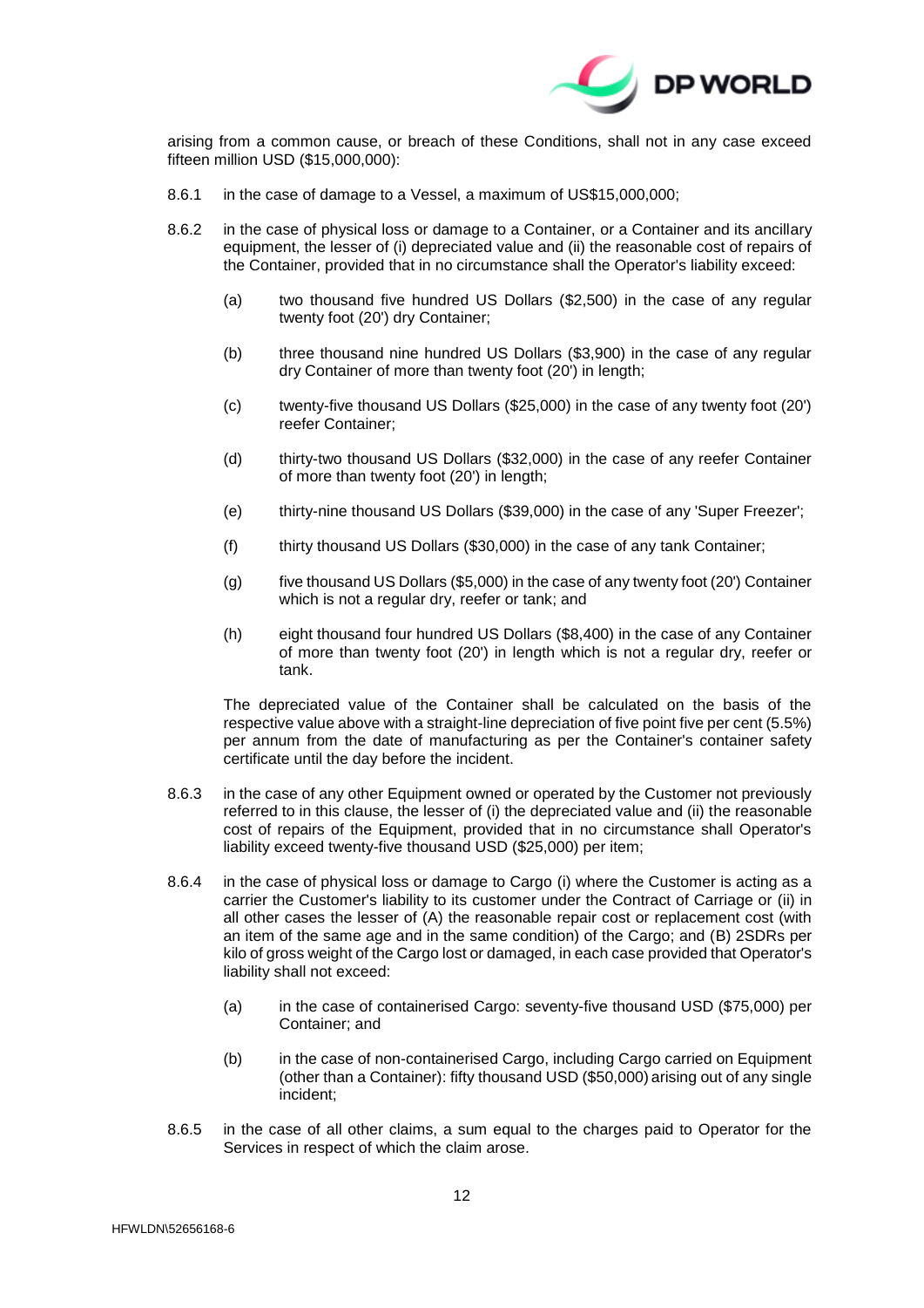arising from a common cause, or breach of these Conditions, shall not in any case exceed fifteen million USD ($15,000,000):

8.6.1 in the case of damage to a Vessel, a maximum of US$15,000,000;

8.6.2 in the case of physical loss or damage to a Container, or a Container and its ancillary equipment, the lesser of (i) depreciated value and (ii) the reasonable cost of repairs of the Container, provided that in no circumstance shall the Operator's liability exceed:

(a) two thousand five hundred US Dollars ($2,500) in the case of any regular twenty foot (20') dry Container;

(b) three thousand nine hundred US Dollars ($3,900) in the case of any regular dry Container of more than twenty foot (20') in length;

(c) twenty-five thousand US Dollars ($25,000) in the case of any twenty foot (20') reefer Container;

(d) thirty-two thousand US Dollars ($32,000) in the case of any reefer Container of more than twenty foot (20') in length;

(e) thirty-nine thousand US Dollars ($39,000) in the case of any 'Super Freezer';

(f) thirty thousand US Dollars ($30,000) in the case of any tank Container;

(g) five thousand US Dollars ($5,000) in the case of any twenty foot (20') Container which is not a regular dry, reefer or tank; and

(h) eight thousand four hundred US Dollars ($8,400) in the case of any Container of more than twenty foot (20') in length which is not a regular dry, reefer or tank.

The depreciated value of the Container shall be calculated on the basis of the respective value above with a straight-line depreciation of five point five per cent (5.5%) per annum from the date of manufacturing as per the Container's container safety certificate until the day before the incident.

8.6.3 in the case of any other Equipment owned or operated by the Customer not previously referred to in this clause, the lesser of (i) the depreciated value and (ii) the reasonable cost of repairs of the Equipment, provided that in no circumstance shall Operator's liability exceed twenty-five thousand USD ($25,000) per item;

8.6.4 in the case of physical loss or damage to Cargo (i) where the Customer is acting as a carrier the Customer's liability to its customer under the Contract of Carriage or (ii) in all other cases the lesser of (A) the reasonable repair cost or replacement cost (with an item of the same age and in the same condition) of the Cargo; and (B) 2SDRs per kilo of gross weight of the Cargo lost or damaged, in each case provided that Operator's liability shall not exceed:

(a) in the case of containerised Cargo: seventy-five thousand USD ($75,000) per Container; and

(b) in the case of non-containerised Cargo, including Cargo carried on Equipment (other than a Container): fifty thousand USD ($50,000) arising out of any single incident;

8.6.5 in the case of all other claims, a sum equal to the charges paid to Operator for the Services in respect of which the claim arose.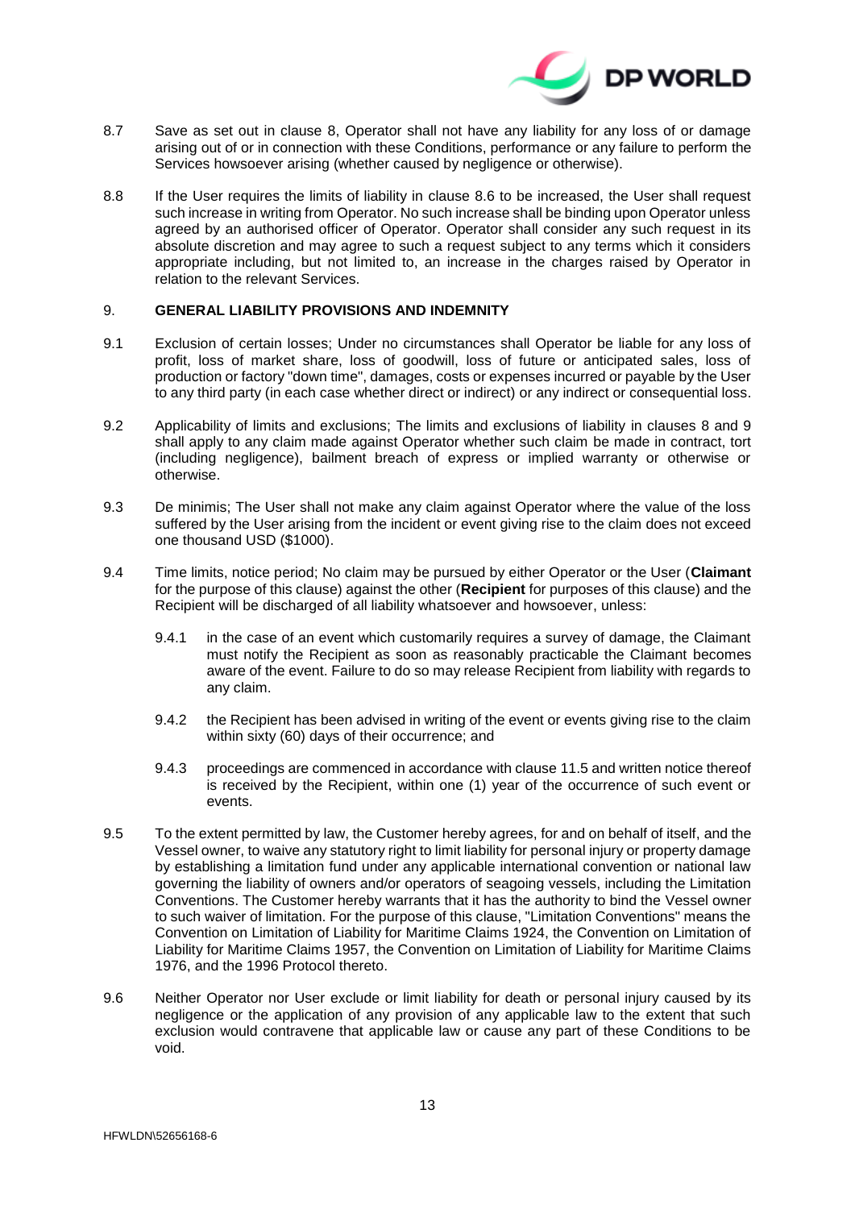8.7 Save as set out in clause 8, Operator shall not have any liability for any loss of or damage arising out of or in connection with these Conditions, performance or any failure to perform the Services howsoever arising (whether caused by negligence or otherwise).

8.8 If the User requires the limits of liability in clause 8.6 to be increased, the User shall request such increase in writing from Operator. No such increase shall be binding upon Operator unless agreed by an authorised officer of Operator. Operator shall consider any such request in its absolute discretion and may agree to such a request subject to any terms which it considers appropriate including, but not limited to, an increase in the charges raised by Operator in relation to the relevant Services.

## 9. GENERAL LIABILITY PROVISIONS AND INDEMNITY

9.1 Exclusion of certain losses; Under no circumstances shall Operator be liable for any loss of profit, loss of market share, loss of goodwill, loss of future or anticipated sales, loss of production or factory "down time", damages, costs or expenses incurred or payable by the User to any third party (in each case whether direct or indirect) or any indirect or consequential loss.

9.2 Applicability of limits and exclusions; The limits and exclusions of liability in clauses 8 and 9 shall apply to any claim made against Operator whether such claim be made in contract, tort (including negligence), bailment breach of express or implied warranty or otherwise or otherwise.

9.3 De minimis; The User shall not make any claim against Operator where the value of the loss suffered by the User arising from the incident or event giving rise to the claim does not exceed one thousand USD ($1000).

9.4 Time limits, notice period; No claim may be pursued by either Operator or the User (**Claimant** for the purpose of this clause) against the other (**Recipient** for purposes of this clause) and the Recipient will be discharged of all liability whatsoever and howsoever, unless:

9.4.1 in the case of an event which customarily requires a survey of damage, the Claimant must notify the Recipient as soon as reasonably practicable the Claimant becomes aware of the event. Failure to do so may release Recipient from liability with regards to any claim.

9.4.2 the Recipient has been advised in writing of the event or events giving rise to the claim within sixty (60) days of their occurrence; and

9.4.3 proceedings are commenced in accordance with clause 11.5 and written notice thereof is received by the Recipient, within one (1) year of the occurrence of such event or events.

9.5 To the extent permitted by law, the Customer hereby agrees, for and on behalf of itself, and the Vessel owner, to waive any statutory right to limit liability for personal injury or property damage by establishing a limitation fund under any applicable international convention or national law governing the liability of owners and/or operators of seagoing vessels, including the Limitation Conventions. The Customer hereby warrants that it has the authority to bind the Vessel owner to such waiver of limitation. For the purpose of this clause, "Limitation Conventions" means the Convention on Limitation of Liability for Maritime Claims 1924, the Convention on Limitation of Liability for Maritime Claims 1957, the Convention on Limitation of Liability for Maritime Claims 1976, and the 1996 Protocol thereto.

9.6 Neither Operator nor User exclude or limit liability for death or personal injury caused by its negligence or the application of any provision of any applicable law to the extent that such exclusion would contravene that applicable law or cause any part of these Conditions to be void.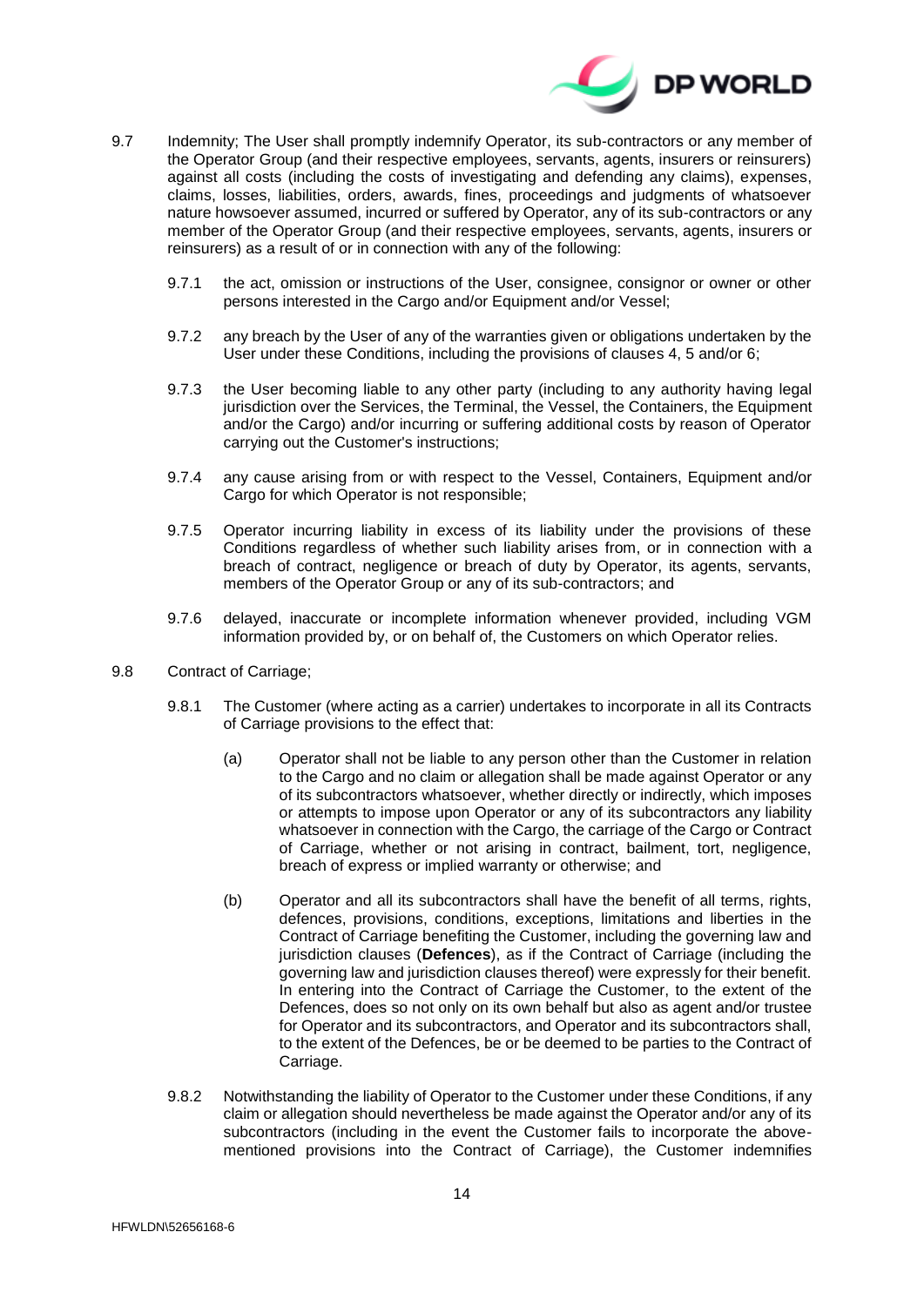9.7 Indemnity; The User shall promptly indemnify Operator, its sub-contractors or any member of the Operator Group (and their respective employees, servants, agents, insurers or reinsurers) against all costs (including the costs of investigating and defending any claims), expenses, claims, losses, liabilities, orders, awards, fines, proceedings and judgments of whatsoever nature howsoever assumed, incurred or suffered by Operator, any of its sub-contractors or any member of the Operator Group (and their respective employees, servants, agents, insurers or reinsurers) as a result of or in connection with any of the following:

9.7.1 the act, omission or instructions of the User, consignee, consignor or owner or other persons interested in the Cargo and/or Equipment and/or Vessel;

9.7.2 any breach by the User of any of the warranties given or obligations undertaken by the User under these Conditions, including the provisions of clauses 4, 5 and/or 6;

9.7.3 the User becoming liable to any other party (including to any authority having legal jurisdiction over the Services, the Terminal, the Vessel, the Containers, the Equipment and/or the Cargo) and/or incurring or suffering additional costs by reason of Operator carrying out the Customer's instructions;

9.7.4 any cause arising from or with respect to the Vessel, Containers, Equipment and/or Cargo for which Operator is not responsible;

9.7.5 Operator incurring liability in excess of its liability under the provisions of these Conditions regardless of whether such liability arises from, or in connection with a breach of contract, negligence or breach of duty by Operator, its agents, servants, members of the Operator Group or any of its sub-contractors; and

9.7.6 delayed, inaccurate or incomplete information whenever provided, including VGM information provided by, or on behalf of, the Customers on which Operator relies.

9.8 Contract of Carriage;

9.8.1 The Customer (where acting as a carrier) undertakes to incorporate in all its Contracts of Carriage provisions to the effect that:

(a) Operator shall not be liable to any person other than the Customer in relation to the Cargo and no claim or allegation shall be made against Operator or any of its subcontractors whatsoever, whether directly or indirectly, which imposes or attempts to impose upon Operator or any of its subcontractors any liability whatsoever in connection with the Cargo, the carriage of the Cargo or Contract of Carriage, whether or not arising in contract, bailment, tort, negligence, breach of express or implied warranty or otherwise; and

(b) Operator and all its subcontractors shall have the benefit of all terms, rights, defences, provisions, conditions, exceptions, limitations and liberties in the Contract of Carriage benefiting the Customer, including the governing law and jurisdiction clauses (**Defences**), as if the Contract of Carriage (including the governing law and jurisdiction clauses thereof) were expressly for their benefit. In entering into the Contract of Carriage the Customer, to the extent of the Defences, does so not only on its own behalf but also as agent and/or trustee for Operator and its subcontractors, and Operator and its subcontractors shall, to the extent of the Defences, be or be deemed to be parties to the Contract of Carriage.

9.8.2 Notwithstanding the liability of Operator to the Customer under these Conditions, if any claim or allegation should nevertheless be made against the Operator and/or any of its subcontractors (including in the event the Customer fails to incorporate the above-mentioned provisions into the Contract of Carriage), the Customer indemnifies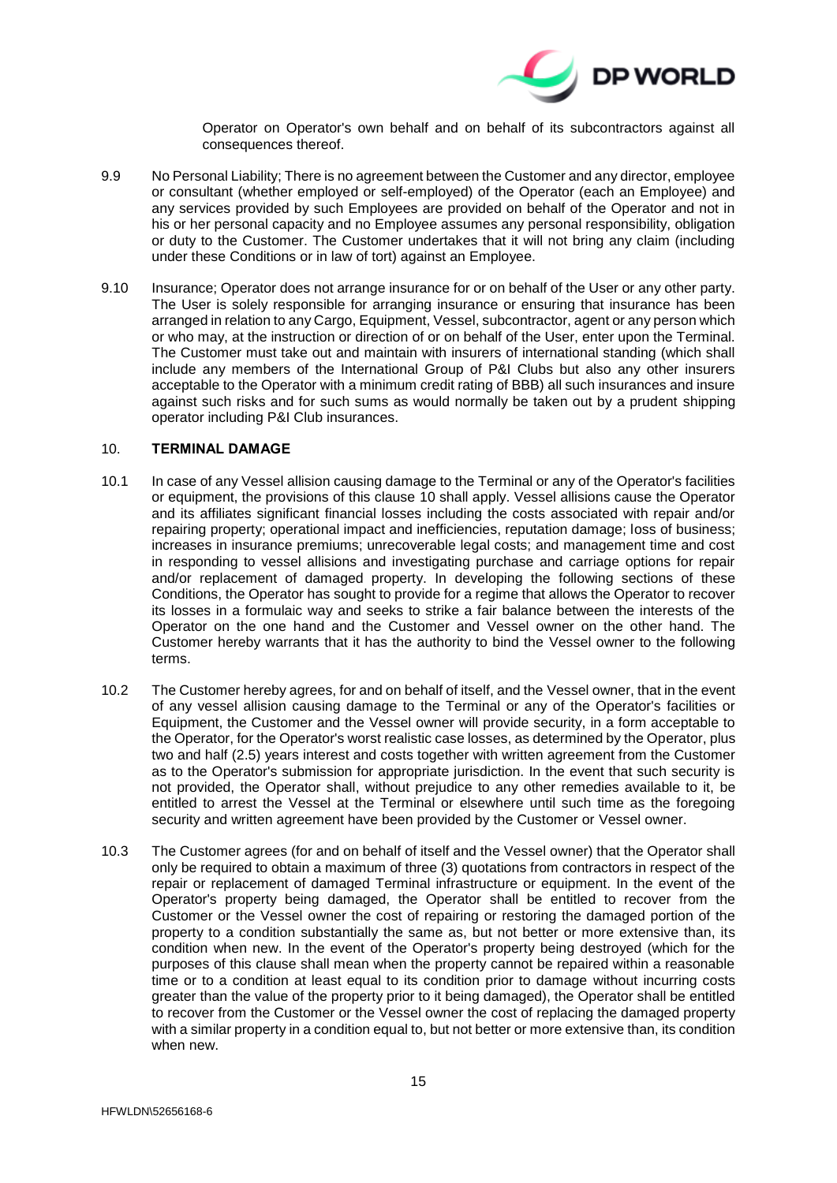Operator on Operator's own behalf and on behalf of its subcontractors against all consequences thereof.

9.9 No Personal Liability; There is no agreement between the Customer and any director, employee or consultant (whether employed or self-employed) of the Operator (each an Employee) and any services provided by such Employees are provided on behalf of the Operator and not in his or her personal capacity and no Employee assumes any personal responsibility, obligation or duty to the Customer. The Customer undertakes that it will not bring any claim (including under these Conditions or in law of tort) against an Employee.

9.10 Insurance; Operator does not arrange insurance for or on behalf of the User or any other party. The User is solely responsible for arranging insurance or ensuring that insurance has been arranged in relation to any Cargo, Equipment, Vessel, subcontractor, agent or any person which or who may, at the instruction or direction of or on behalf of the User, enter upon the Terminal. The Customer must take out and maintain with insurers of international standing (which shall include any members of the International Group of P&I Clubs but also any other insurers acceptable to the Operator with a minimum credit rating of BBB) all such insurances and insure against such risks and for such sums as would normally be taken out by a prudent shipping operator including P&I Club insurances.

## 10. TERMINAL DAMAGE

10.1 In case of any Vessel allision causing damage to the Terminal or any of the Operator's facilities or equipment, the provisions of this clause 10 shall apply. Vessel allisions cause the Operator and its affiliates significant financial losses including the costs associated with repair and/or repairing property; operational impact and inefficiencies, reputation damage; loss of business; increases in insurance premiums; unrecoverable legal costs; and management time and cost in responding to vessel allisions and investigating purchase and carriage options for repair and/or replacement of damaged property. In developing the following sections of these Conditions, the Operator has sought to provide for a regime that allows the Operator to recover its losses in a formulaic way and seeks to strike a fair balance between the interests of the Operator on the one hand and the Customer and Vessel owner on the other hand. The Customer hereby warrants that it has the authority to bind the Vessel owner to the following terms.

10.2 The Customer hereby agrees, for and on behalf of itself, and the Vessel owner, that in the event of any vessel allision causing damage to the Terminal or any of the Operator's facilities or Equipment, the Customer and the Vessel owner will provide security, in a form acceptable to the Operator, for the Operator's worst realistic case losses, as determined by the Operator, plus two and half (2.5) years interest and costs together with written agreement from the Customer as to the Operator's submission for appropriate jurisdiction. In the event that such security is not provided, the Operator shall, without prejudice to any other remedies available to it, be entitled to arrest the Vessel at the Terminal or elsewhere until such time as the foregoing security and written agreement have been provided by the Customer or Vessel owner.

10.3 The Customer agrees (for and on behalf of itself and the Vessel owner) that the Operator shall only be required to obtain a maximum of three (3) quotations from contractors in respect of the repair or replacement of damaged Terminal infrastructure or equipment. In the event of the Operator's property being damaged, the Operator shall be entitled to recover from the Customer or the Vessel owner the cost of repairing or restoring the damaged portion of the property to a condition substantially the same as, but not better or more extensive than, its condition when new. In the event of the Operator's property being destroyed (which for the purposes of this clause shall mean when the property cannot be repaired within a reasonable time or to a condition at least equal to its condition prior to damage without incurring costs greater than the value of the property prior to it being damaged), the Operator shall be entitled to recover from the Customer or the Vessel owner the cost of replacing the damaged property with a similar property in a condition equal to, but not better or more extensive than, its condition when new.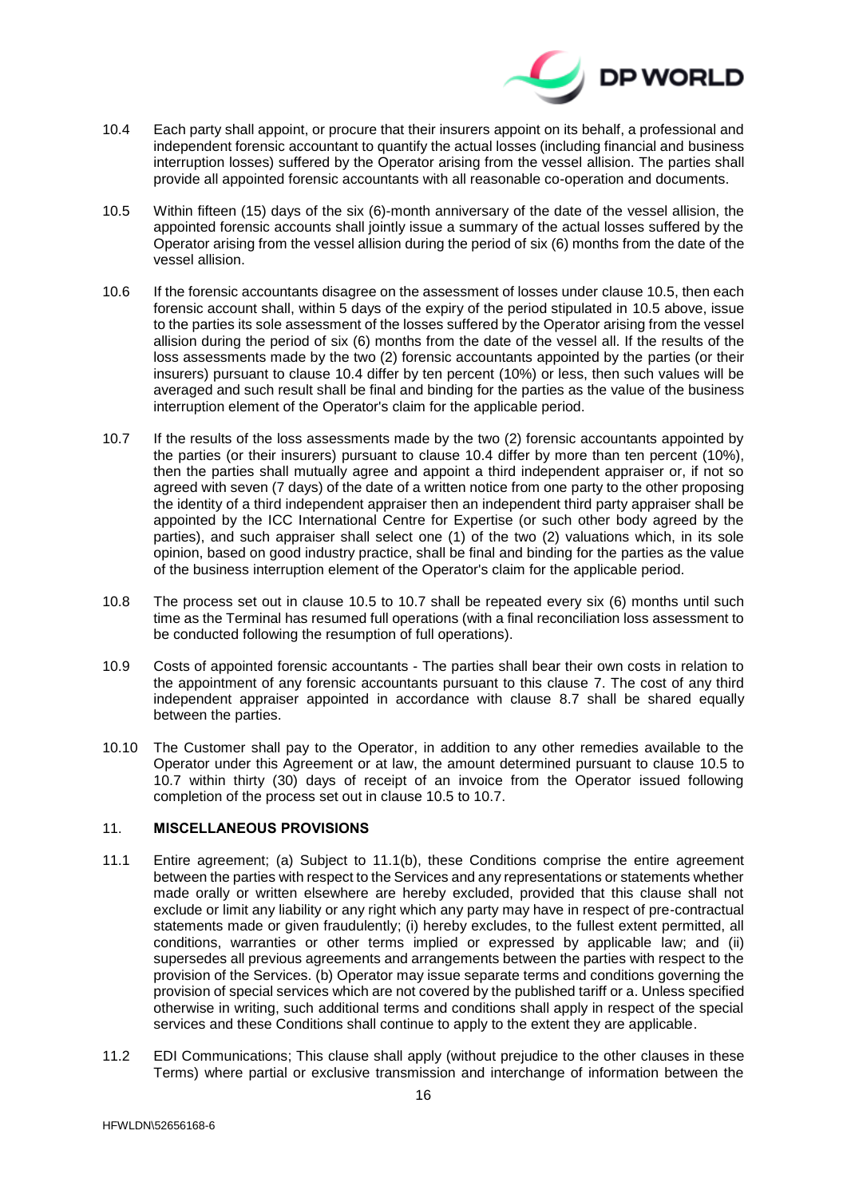10.4 Each party shall appoint, or procure that their insurers appoint on its behalf, a professional and independent forensic accountant to quantify the actual losses (including financial and business interruption losses) suffered by the Operator arising from the vessel allision. The parties shall provide all appointed forensic accountants with all reasonable co-operation and documents.

10.5 Within fifteen (15) days of the six (6)-month anniversary of the date of the vessel allision, the appointed forensic accounts shall jointly issue a summary of the actual losses suffered by the Operator arising from the vessel allision during the period of six (6) months from the date of the vessel allision.

10.6 If the forensic accountants disagree on the assessment of losses under clause 10.5, then each forensic account shall, within 5 days of the expiry of the period stipulated in 10.5 above, issue to the parties its sole assessment of the losses suffered by the Operator arising from the vessel allision during the period of six (6) months from the date of the vessel all. If the results of the loss assessments made by the two (2) forensic accountants appointed by the parties (or their insurers) pursuant to clause 10.4 differ by ten percent (10%) or less, then such values will be averaged and such result shall be final and binding for the parties as the value of the business interruption element of the Operator's claim for the applicable period.

10.7 If the results of the loss assessments made by the two (2) forensic accountants appointed by the parties (or their insurers) pursuant to clause 10.4 differ by more than ten percent (10%), then the parties shall mutually agree and appoint a third independent appraiser or, if not so agreed with seven (7 days) of the date of a written notice from one party to the other proposing the identity of a third independent appraiser then an independent third party appraiser shall be appointed by the ICC International Centre for Expertise (or such other body agreed by the parties), and such appraiser shall select one (1) of the two (2) valuations which, in its sole opinion, based on good industry practice, shall be final and binding for the parties as the value of the business interruption element of the Operator's claim for the applicable period.

10.8 The process set out in clause 10.5 to 10.7 shall be repeated every six (6) months until such time as the Terminal has resumed full operations (with a final reconciliation loss assessment to be conducted following the resumption of full operations).

10.9 Costs of appointed forensic accountants - The parties shall bear their own costs in relation to the appointment of any forensic accountants pursuant to this clause 7. The cost of any third independent appraiser appointed in accordance with clause 8.7 shall be shared equally between the parties.

10.10 The Customer shall pay to the Operator, in addition to any other remedies available to the Operator under this Agreement or at law, the amount determined pursuant to clause 10.5 to 10.7 within thirty (30) days of receipt of an invoice from the Operator issued following completion of the process set out in clause 10.5 to 10.7.

## 11. MISCELLANEOUS PROVISIONS

11.1 Entire agreement; (a) Subject to 11.1(b), these Conditions comprise the entire agreement between the parties with respect to the Services and any representations or statements whether made orally or written elsewhere are hereby excluded, provided that this clause shall not exclude or limit any liability or any right which any party may have in respect of pre-contractual statements made or given fraudulently; (i) hereby excludes, to the fullest extent permitted, all conditions, warranties or other terms implied or expressed by applicable law; and (ii) supersedes all previous agreements and arrangements between the parties with respect to the provision of the Services. (b) Operator may issue separate terms and conditions governing the provision of special services which are not covered by the published tariff or a. Unless specified otherwise in writing, such additional terms and conditions shall apply in respect of the special services and these Conditions shall continue to apply to the extent they are applicable.

11.2 EDI Communications; This clause shall apply (without prejudice to the other clauses in these Terms) where partial or exclusive transmission and interchange of information between the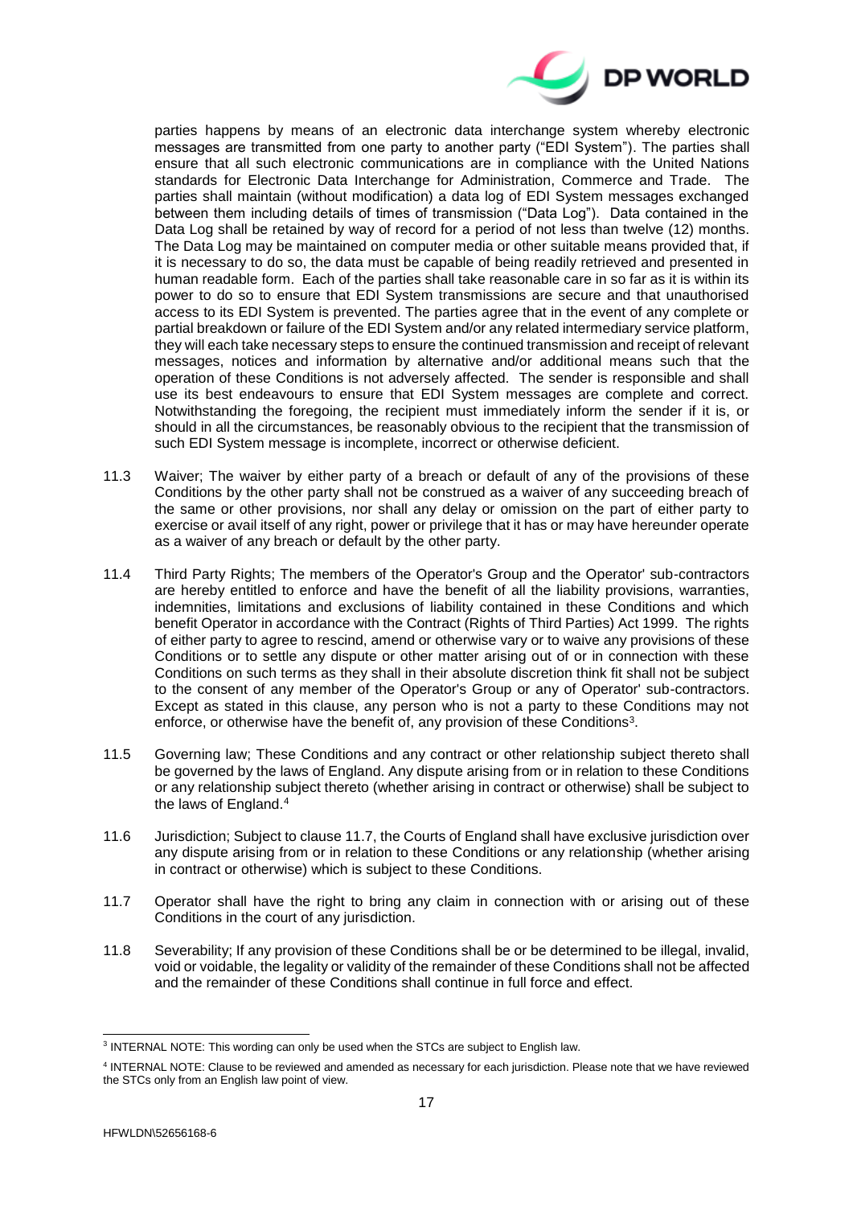parties happens by means of an electronic data interchange system whereby electronic messages are transmitted from one party to another party ("EDI System"). The parties shall ensure that all such electronic communications are in compliance with the United Nations standards for Electronic Data Interchange for Administration, Commerce and Trade. The parties shall maintain (without modification) a data log of EDI System messages exchanged between them including details of times of transmission ("Data Log"). Data contained in the Data Log shall be retained by way of record for a period of not less than twelve (12) months. The Data Log may be maintained on computer media or other suitable means provided that, if it is necessary to do so, the data must be capable of being readily retrieved and presented in human readable form. Each of the parties shall take reasonable care in so far as it is within its power to do so to ensure that EDI System transmissions are secure and that unauthorised access to its EDI System is prevented. The parties agree that in the event of any complete or partial breakdown or failure of the EDI System and/or any related intermediary service platform, they will each take necessary steps to ensure the continued transmission and receipt of relevant messages, notices and information by alternative and/or additional means such that the operation of these Conditions is not adversely affected. The sender is responsible and shall use its best endeavours to ensure that EDI System messages are complete and correct. Notwithstanding the foregoing, the recipient must immediately inform the sender if it is, or should in all the circumstances, be reasonably obvious to the recipient that the transmission of such EDI System message is incomplete, incorrect or otherwise deficient.

11.3 Waiver; The waiver by either party of a breach or default of any of the provisions of these Conditions by the other party shall not be construed as a waiver of any succeeding breach of the same or other provisions, nor shall any delay or omission on the part of either party to exercise or avail itself of any right, power or privilege that it has or may have hereunder operate as a waiver of any breach or default by the other party.

11.4 Third Party Rights; The members of the Operator's Group and the Operator' sub-contractors are hereby entitled to enforce and have the benefit of all the liability provisions, warranties, indemnities, limitations and exclusions of liability contained in these Conditions and which benefit Operator in accordance with the Contract (Rights of Third Parties) Act 1999. The rights of either party to agree to rescind, amend or otherwise vary or to waive any provisions of these Conditions or to settle any dispute or other matter arising out of or in connection with these Conditions on such terms as they shall in their absolute discretion think fit shall not be subject to the consent of any member of the Operator's Group or any of Operator' sub-contractors. Except as stated in this clause, any person who is not a party to these Conditions may not enforce, or otherwise have the benefit of, any provision of these Conditions[3].

11.5 Governing law; These Conditions and any contract or other relationship subject thereto shall be governed by the laws of England. Any dispute arising from or in relation to these Conditions or any relationship subject thereto (whether arising in contract or otherwise) shall be subject to the laws of England.[4]

11.6 Jurisdiction; Subject to clause 11.7, the Courts of England shall have exclusive jurisdiction over any dispute arising from or in relation to these Conditions or any relationship (whether arising in contract or otherwise) which is subject to these Conditions.

11.7 Operator shall have the right to bring any claim in connection with or arising out of these Conditions in the court of any jurisdiction.

11.8 Severability; If any provision of these Conditions shall be or be determined to be illegal, invalid, void or voidable, the legality or validity of the remainder of these Conditions shall not be affected and the remainder of these Conditions shall continue in full force and effect.

---

[3] INTERNAL NOTE: This wording can only be used when the STCs are subject to English law.

[4] INTERNAL NOTE: Clause to be reviewed and amended as necessary for each jurisdiction. Please note that we have reviewed the STCs only from an English law point of view.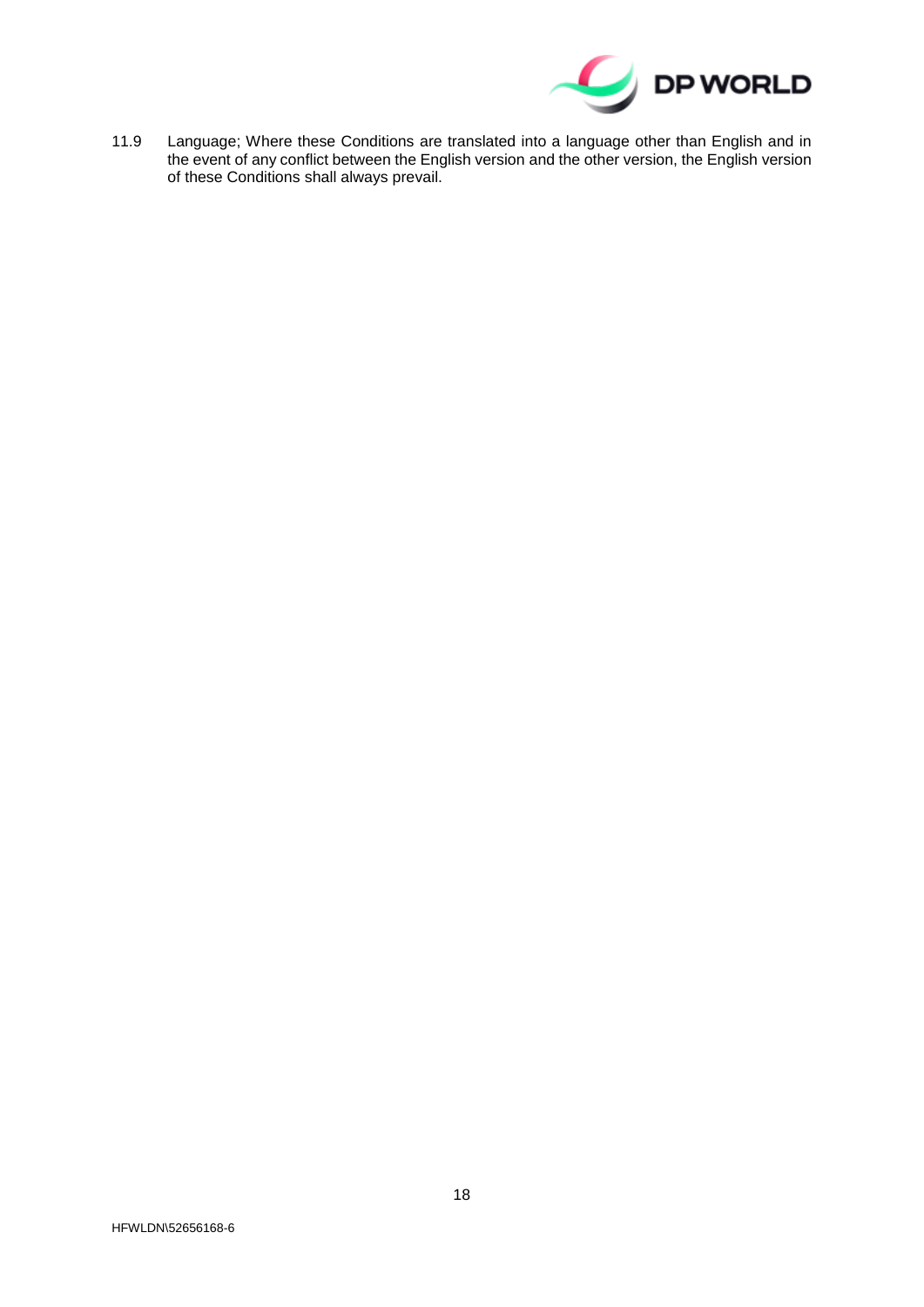11.9 Language; Where these Conditions are translated into a language other than English and in the event of any conflict between the English version and the other version, the English version of these Conditions shall always prevail.